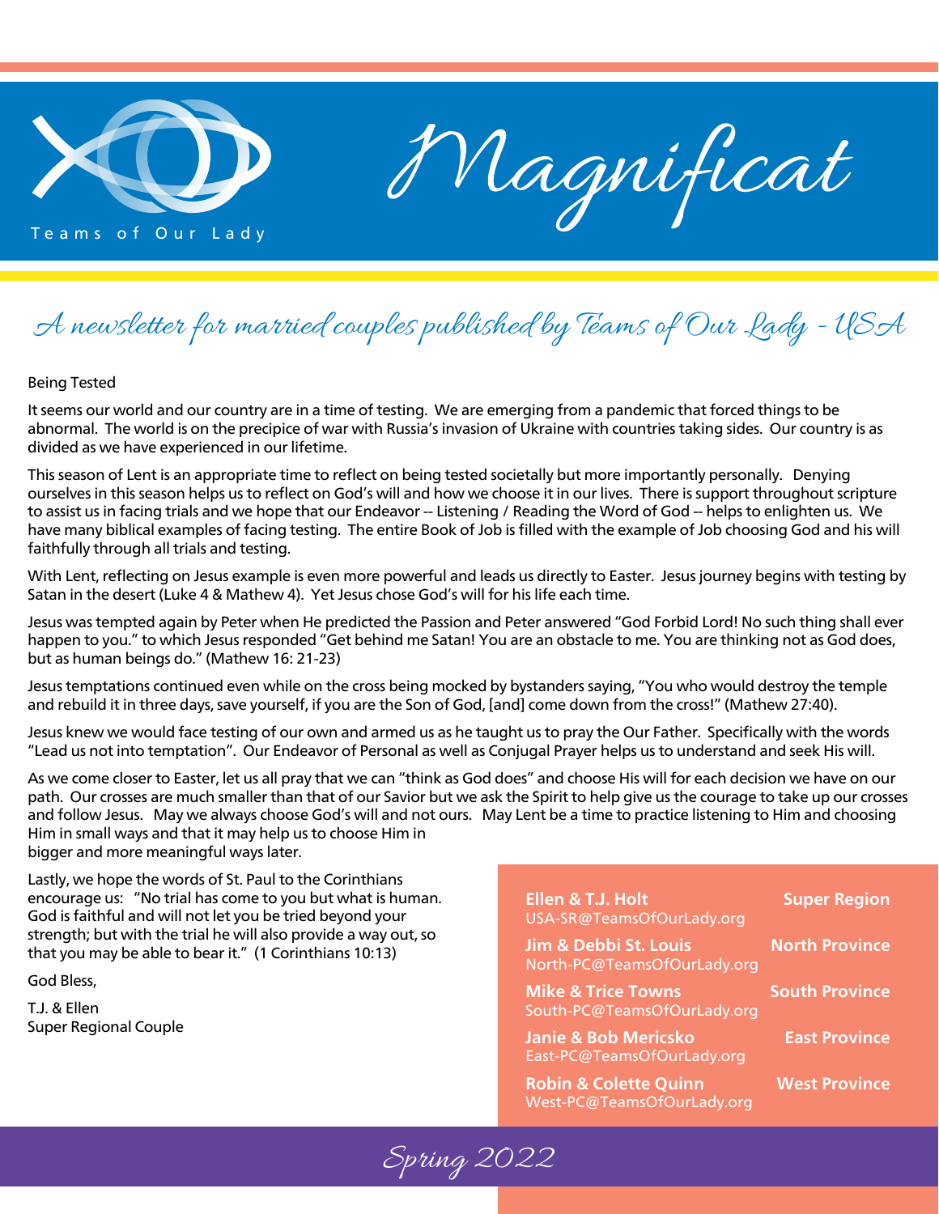Teams of Our Lady

# Magnificat

*A newsletter for married couples published by Teams of Our Lady - USA*

## Being Tested

It seems our world and our country are in a time of testing. We are emerging from a pandemic that forced things to be abnormal. The world is on the precipice of war with Russia's invasion of Ukraine with countries taking sides. Our country is as divided as we have experienced in our lifetime.

This season of Lent is an appropriate time to reflect on being tested societally but more importantly personally. Denying ourselves in this season helps us to reflect on God's will and how we choose it in our lives. There is support throughout scripture to assist us in facing trials and we hope that our Endeavor -- Listening / Reading the Word of God -- helps to enlighten us. We have many biblical examples of facing testing. The entire Book of Job is filled with the example of Job choosing God and his will faithfully through all trials and testing.

With Lent, reflecting on Jesus example is even more powerful and leads us directly to Easter. Jesus journey begins with testing by Satan in the desert (Luke 4 & Mathew 4). Yet Jesus chose God's will for his life each time.

Jesus was tempted again by Peter when He predicted the Passion and Peter answered "God Forbid Lord! No such thing shall ever happen to you." to which Jesus responded "Get behind me Satan! You are an obstacle to me. You are thinking not as God does, but as human beings do." (Mathew 16: 21-23)

Jesus temptations continued even while on the cross being mocked by bystanders saying, "You who would destroy the temple and rebuild it in three days, save yourself, if you are the Son of God, [and] come down from the cross!" (Mathew 27:40).

Jesus knew we would face testing of our own and armed us as he taught us to pray the Our Father. Specifically with the words "Lead us not into temptation". Our Endeavor of Personal as well as Conjugal Prayer helps us to understand and seek His will.

As we come closer to Easter, let us all pray that we can "think as God does" and choose His will for each decision we have on our path. Our crosses are much smaller than that of our Savior but we ask the Spirit to help give us the courage to take up our crosses and follow Jesus. May we always choose God's will and not ours. May Lent be a time to practice listening to Him and choosing Him in small ways and that it may help us to choose Him in bigger and more meaningful ways later.

Lastly, we hope the words of St. Paul to the Corinthians encourage us: "No trial has come to you but what is human. God is faithful and will not let you be tried beyond your strength; but with the trial he will also provide a way out, so that you may be able to bear it." (1 Corinthians 10:13)

God Bless,

T.J. & Ellen
Super Regional Couple

**Ellen & T.J. Holt** — **Super Region**
USA-SR@TeamsOfOurLady.org

**Jim & Debbi St. Louis** — **North Province**
North-PC@TeamsOfOurLady.org

**Mike & Trice Towns** — **South Province**
South-PC@TeamsOfOurLady.org

**Janie & Bob Mericsko** — **East Province**
East-PC@TeamsOfOurLady.org

**Robin & Colette Quinn** — **West Province**
West-PC@TeamsOfOurLady.org

*Spring 2022*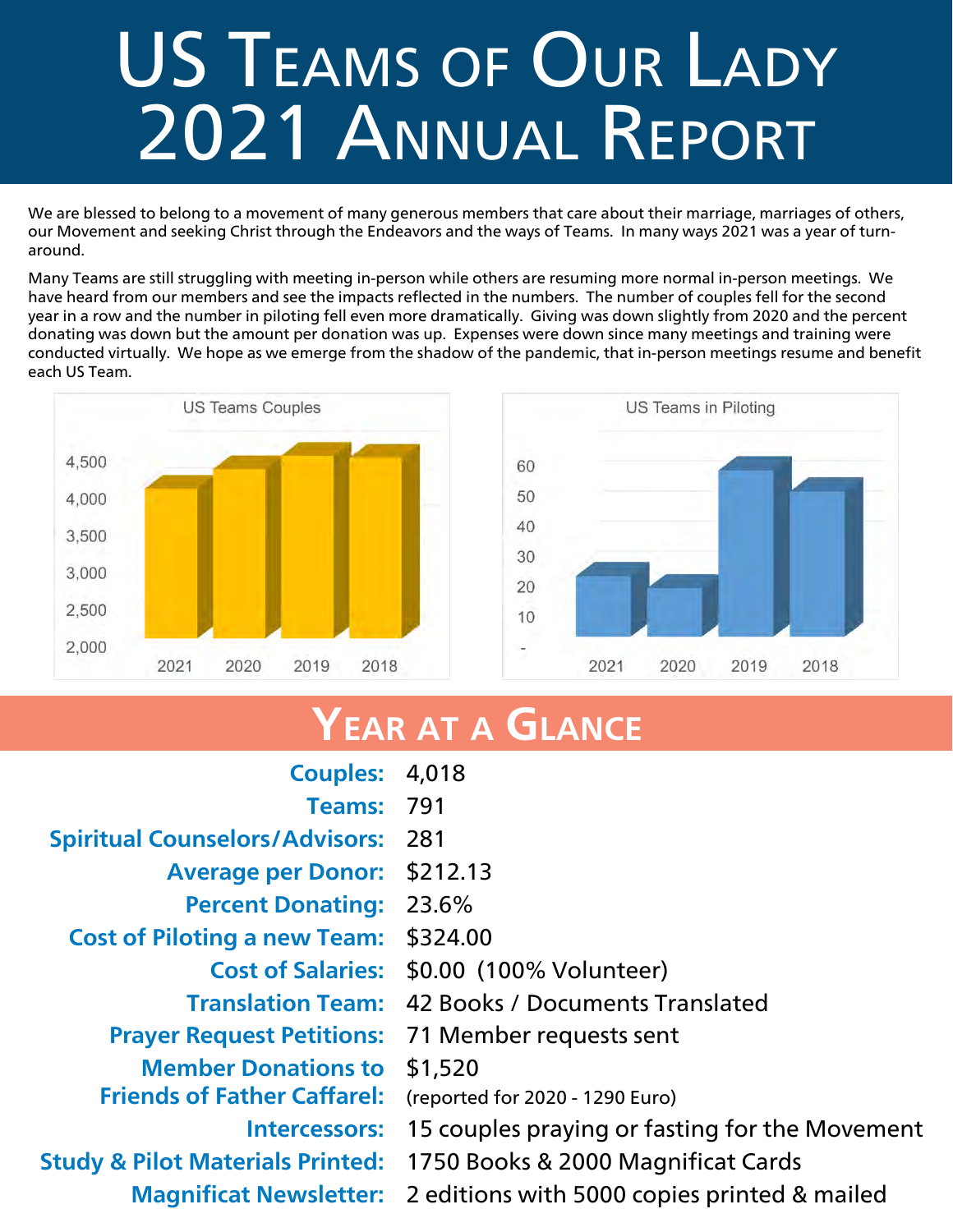# US Teams of Our Lady 2021 Annual Report

We are blessed to belong to a movement of many generous members that care about their marriage, marriages of others, our Movement and seeking Christ through the Endeavors and the ways of Teams. In many ways 2021 was a year of turn-around.

Many Teams are still struggling with meeting in-person while others are resuming more normal in-person meetings. We have heard from our members and see the impacts reflected in the numbers. The number of couples fell for the second year in a row and the number in piloting fell even more dramatically. Giving was down slightly from 2020 and the percent donating was down but the amount per donation was up. Expenses were down since many meetings and training were conducted virtually. We hope as we emerge from the shadow of the pandemic, that in-person meetings resume and benefit each US Team.

US Teams Couples

US Teams in Piloting

## Year at a Glance

| | |
|---|---|
| **Couples:** | 4,018 |
| **Teams:** | 791 |
| **Spiritual Counselors/Advisors:** | 281 |
| **Average per Donor:** | $212.13 |
| **Percent Donating:** | 23.6% |
| **Cost of Piloting a new Team:** | $324.00 |
| **Cost of Salaries:** | $0.00 (100% Volunteer) |
| **Translation Team:** | 42 Books / Documents Translated |
| **Prayer Request Petitions:** | 71 Member requests sent |
| **Member Donations to Friends of Father Caffarel:** | $1,520 (reported for 2020 - 1290 Euro) |
| **Intercessors:** | 15 couples praying or fasting for the Movement |
| **Study & Pilot Materials Printed:** | 1750 Books & 2000 Magnificat Cards |
| **Magnificat Newsletter:** | 2 editions with 5000 copies printed & mailed |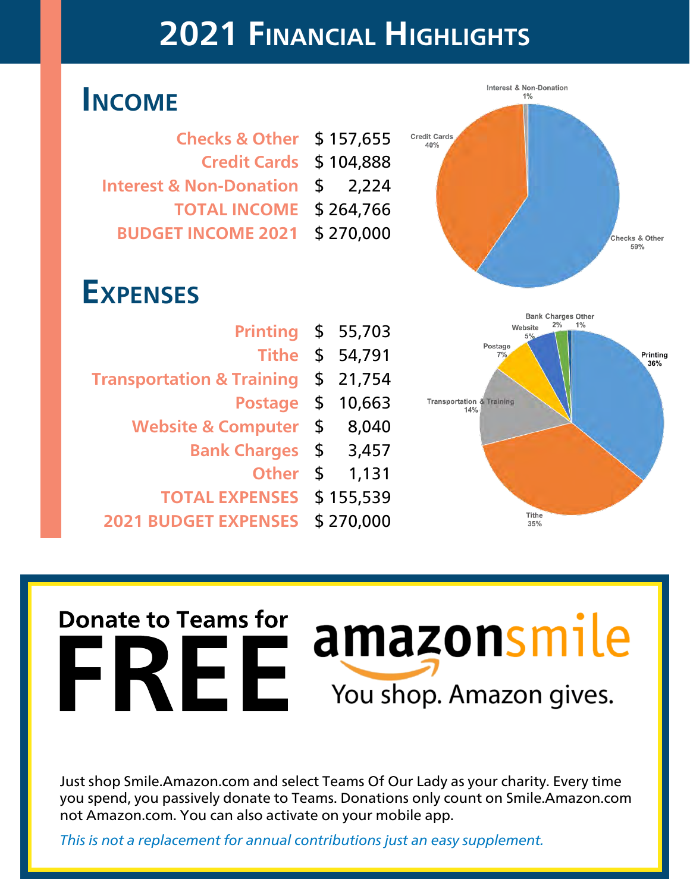# 2021 Financial Highlights

## Income

| Item | Amount |
|---|---|
| Checks & Other | $ 157,655 |
| Credit Cards | $ 104,888 |
| Interest & Non-Donation | $ 2,224 |
| TOTAL INCOME | $ 264,766 |
| BUDGET INCOME 2021 | $ 270,000 |

Interest & Non-Donation 1%

Credit Cards 40%

Checks & Other 59%

## Expenses

| Item | Amount |
|---|---|
| Printing | $ 55,703 |
| Tithe | $ 54,791 |
| Transportation & Training | $ 21,754 |
| Postage | $ 10,663 |
| Website & Computer | $ 8,040 |
| Bank Charges | $ 3,457 |
| Other | $ 1,131 |
| TOTAL EXPENSES | $ 155,539 |
| 2021 BUDGET EXPENSES | $ 270,000 |

Bank Charges 2%

Other 1%

Website 5%

Postage 7%

Printing 36%

Transportation & Training 14%

Tithe 35%

**Donate to Teams for**

# FREE

**amazonsmile**

You shop. Amazon gives.

Just shop Smile.Amazon.com and select Teams Of Our Lady as your charity. Every time you spend, you passively donate to Teams. Donations only count on Smile.Amazon.com not Amazon.com. You can also activate on your mobile app.

*This is not a replacement for annual contributions just an easy supplement.*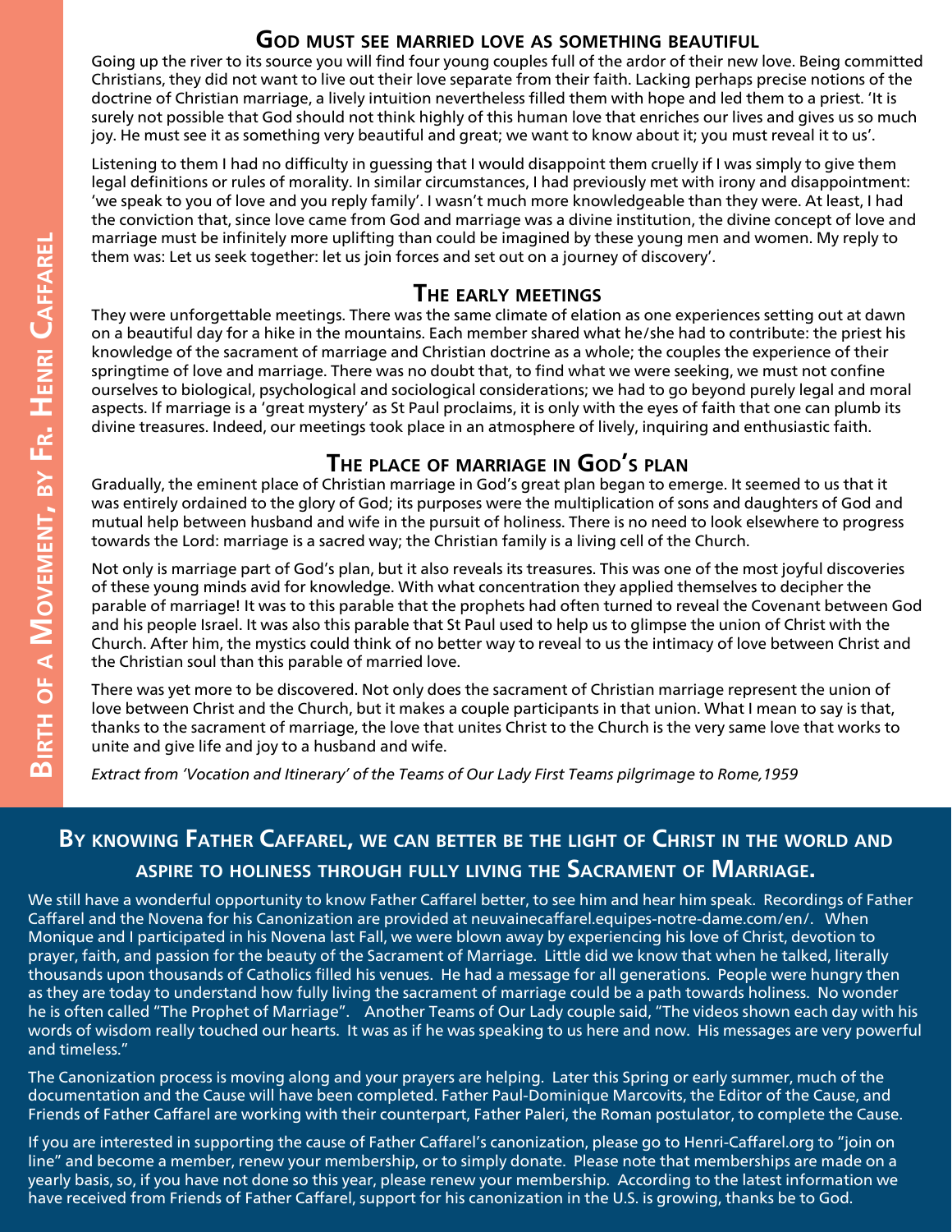# Birth of a Movement, by Fr. Henri Caffarel

## God must see married love as something beautiful

Going up the river to its source you will find four young couples full of the ardor of their new love. Being committed Christians, they did not want to live out their love separate from their faith. Lacking perhaps precise notions of the doctrine of Christian marriage, a lively intuition nevertheless filled them with hope and led them to a priest. 'It is surely not possible that God should not think highly of this human love that enriches our lives and gives us so much joy. He must see it as something very beautiful and great; we want to know about it; you must reveal it to us'.

Listening to them I had no difficulty in guessing that I would disappoint them cruelly if I was simply to give them legal definitions or rules of morality. In similar circumstances, I had previously met with irony and disappointment: 'we speak to you of love and you reply family'. I wasn't much more knowledgeable than they were. At least, I had the conviction that, since love came from God and marriage was a divine institution, the divine concept of love and marriage must be infinitely more uplifting than could be imagined by these young men and women. My reply to them was: Let us seek together: let us join forces and set out on a journey of discovery'.

## The early meetings

They were unforgettable meetings. There was the same climate of elation as one experiences setting out at dawn on a beautiful day for a hike in the mountains. Each member shared what he/she had to contribute: the priest his knowledge of the sacrament of marriage and Christian doctrine as a whole; the couples the experience of their springtime of love and marriage. There was no doubt that, to find what we were seeking, we must not confine ourselves to biological, psychological and sociological considerations; we had to go beyond purely legal and moral aspects. If marriage is a 'great mystery' as St Paul proclaims, it is only with the eyes of faith that one can plumb its divine treasures. Indeed, our meetings took place in an atmosphere of lively, inquiring and enthusiastic faith.

## The place of marriage in God's plan

Gradually, the eminent place of Christian marriage in God's great plan began to emerge. It seemed to us that it was entirely ordained to the glory of God; its purposes were the multiplication of sons and daughters of God and mutual help between husband and wife in the pursuit of holiness. There is no need to look elsewhere to progress towards the Lord: marriage is a sacred way; the Christian family is a living cell of the Church.

Not only is marriage part of God's plan, but it also reveals its treasures. This was one of the most joyful discoveries of these young minds avid for knowledge. With what concentration they applied themselves to decipher the parable of marriage! It was to this parable that the prophets had often turned to reveal the Covenant between God and his people Israel. It was also this parable that St Paul used to help us to glimpse the union of Christ with the Church. After him, the mystics could think of no better way to reveal to us the intimacy of love between Christ and the Christian soul than this parable of married love.

There was yet more to be discovered. Not only does the sacrament of Christian marriage represent the union of love between Christ and the Church, but it makes a couple participants in that union. What I mean to say is that, thanks to the sacrament of marriage, the love that unites Christ to the Church is the very same love that works to unite and give life and joy to a husband and wife.

*Extract from 'Vocation and Itinerary' of the Teams of Our Lady First Teams pilgrimage to Rome,1959*

## By knowing Father Caffarel, we can better be the light of Christ in the world and aspire to holiness through fully living the Sacrament of Marriage.

We still have a wonderful opportunity to know Father Caffarel better, to see him and hear him speak. Recordings of Father Caffarel and the Novena for his Canonization are provided at neuvainecaffarel.equipes-notre-dame.com/en/. When Monique and I participated in his Novena last Fall, we were blown away by experiencing his love of Christ, devotion to prayer, faith, and passion for the beauty of the Sacrament of Marriage. Little did we know that when he talked, literally thousands upon thousands of Catholics filled his venues. He had a message for all generations. People were hungry then as they are today to understand how fully living the sacrament of marriage could be a path towards holiness. No wonder he is often called "The Prophet of Marriage". Another Teams of Our Lady couple said, "The videos shown each day with his words of wisdom really touched our hearts. It was as if he was speaking to us here and now. His messages are very powerful and timeless."

The Canonization process is moving along and your prayers are helping. Later this Spring or early summer, much of the documentation and the Cause will have been completed. Father Paul-Dominique Marcovits, the Editor of the Cause, and Friends of Father Caffarel are working with their counterpart, Father Paleri, the Roman postulator, to complete the Cause.

If you are interested in supporting the cause of Father Caffarel's canonization, please go to Henri-Caffarel.org to "join on line" and become a member, renew your membership, or to simply donate. Please note that memberships are made on a yearly basis, so, if you have not done so this year, please renew your membership. According to the latest information we have received from Friends of Father Caffarel, support for his canonization in the U.S. is growing, thanks be to God.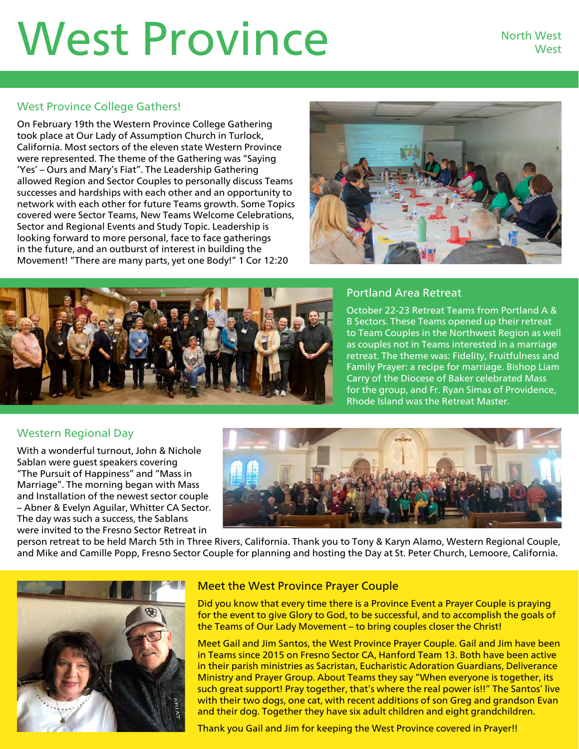# West Province

North West
West

## West Province College Gathers!

On February 19th the Western Province College Gathering took place at Our Lady of Assumption Church in Turlock, California. Most sectors of the eleven state Western Province were represented. The theme of the Gathering was "Saying 'Yes' – Ours and Mary's Fiat". The Leadership Gathering allowed Region and Sector Couples to personally discuss Teams successes and hardships with each other and an opportunity to network with each other for future Teams growth. Some Topics covered were Sector Teams, New Teams Welcome Celebrations, Sector and Regional Events and Study Topic. Leadership is looking forward to more personal, face to face gatherings in the future, and an outburst of interest in building the Movement! "There are many parts, yet one Body!" 1 Cor 12:20

## Portland Area Retreat

October 22-23 Retreat Teams from Portland A & B Sectors. These Teams opened up their retreat to Team Couples in the Northwest Region as well as couples not in Teams interested in a marriage retreat. The theme was: Fidelity, Fruitfulness and Family Prayer: a recipe for marriage. Bishop Liam Carry of the Diocese of Baker celebrated Mass for the group, and Fr. Ryan Simas of Providence, Rhode Island was the Retreat Master.

## Western Regional Day

With a wonderful turnout, John & Nichole Sablan were guest speakers covering "The Pursuit of Happiness" and "Mass in Marriage". The morning began with Mass and Installation of the newest sector couple – Abner & Evelyn Aguilar, Whitter CA Sector. The day was such a success, the Sablans were invited to the Fresno Sector Retreat in person retreat to be held March 5th in Three Rivers, California. Thank you to Tony & Karyn Alamo, Western Regional Couple, and Mike and Camille Popp, Fresno Sector Couple for planning and hosting the Day at St. Peter Church, Lemoore, California.

## Meet the West Province Prayer Couple

Did you know that every time there is a Province Event a Prayer Couple is praying for the event to give Glory to God, to be successful, and to accomplish the goals of the Teams of Our Lady Movement – to bring couples closer the Christ!

Meet Gail and Jim Santos, the West Province Prayer Couple. Gail and Jim have been in Teams since 2015 on Fresno Sector CA, Hanford Team 13. Both have been active in their parish ministries as Sacristan, Eucharistic Adoration Guardians, Deliverance Ministry and Prayer Group. About Teams they say "When everyone is together, its such great support! Pray together, that's where the real power is!!" The Santos' live with their two dogs, one cat, with recent additions of son Greg and grandson Evan and their dog. Together they have six adult children and eight grandchildren.

Thank you Gail and Jim for keeping the West Province covered in Prayer!!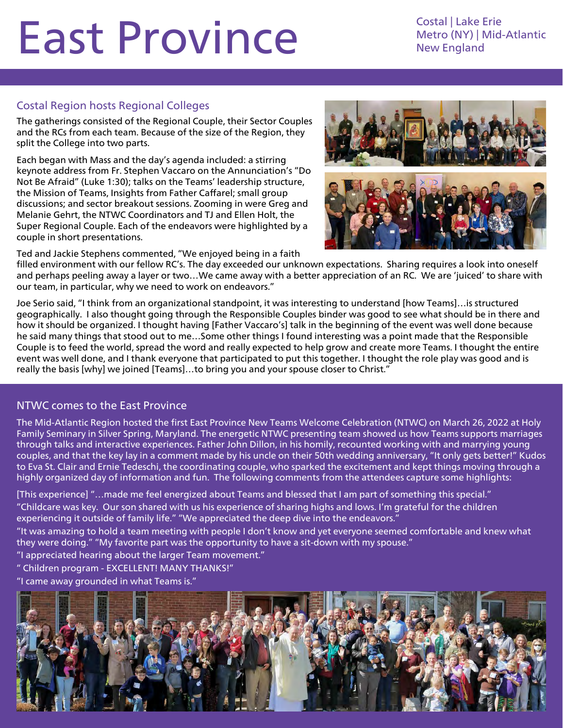# East Province

Costal | Lake Erie
Metro (NY) | Mid-Atlantic
New England

## Costal Region hosts Regional Colleges

The gatherings consisted of the Regional Couple, their Sector Couples and the RCs from each team. Because of the size of the Region, they split the College into two parts.

Each began with Mass and the day's agenda included: a stirring keynote address from Fr. Stephen Vaccaro on the Annunciation's "Do Not Be Afraid" (Luke 1:30); talks on the Teams' leadership structure, the Mission of Teams, Insights from Father Caffarel; small group discussions; and sector breakout sessions. Zooming in were Greg and Melanie Gehrt, the NTWC Coordinators and TJ and Ellen Holt, the Super Regional Couple. Each of the endeavors were highlighted by a couple in short presentations.

Ted and Jackie Stephens commented, "We enjoyed being in a faith filled environment with our fellow RC's. The day exceeded our unknown expectations. Sharing requires a look into oneself and perhaps peeling away a layer or two…We came away with a better appreciation of an RC. We are 'juiced' to share with our team, in particular, why we need to work on endeavors."

Joe Serio said, "I think from an organizational standpoint, it was interesting to understand [how Teams]…is structured geographically. I also thought going through the Responsible Couples binder was good to see what should be in there and how it should be organized. I thought having [Father Vaccaro's] talk in the beginning of the event was well done because he said many things that stood out to me…Some other things I found interesting was a point made that the Responsible Couple is to feed the world, spread the word and really expected to help grow and create more Teams. I thought the entire event was well done, and I thank everyone that participated to put this together. I thought the role play was good and is really the basis [why] we joined [Teams]…to bring you and your spouse closer to Christ."

## NTWC comes to the East Province

The Mid-Atlantic Region hosted the first East Province New Teams Welcome Celebration (NTWC) on March 26, 2022 at Holy Family Seminary in Silver Spring, Maryland. The energetic NTWC presenting team showed us how Teams supports marriages through talks and interactive experiences. Father John Dillon, in his homily, recounted working with and marrying young couples, and that the key lay in a comment made by his uncle on their 50th wedding anniversary, "It only gets better!" Kudos to Eva St. Clair and Ernie Tedeschi, the coordinating couple, who sparked the excitement and kept things moving through a highly organized day of information and fun. The following comments from the attendees capture some highlights:

[This experience] "…made me feel energized about Teams and blessed that I am part of something this special."

"Childcare was key. Our son shared with us his experience of sharing highs and lows. I'm grateful for the children experiencing it outside of family life." "We appreciated the deep dive into the endeavors."

"It was amazing to hold a team meeting with people I don't know and yet everyone seemed comfortable and knew what they were doing." "My favorite part was the opportunity to have a sit-down with my spouse."

"I appreciated hearing about the larger Team movement."

" Children program - EXCELLENT! MANY THANKS!"

"I came away grounded in what Teams is."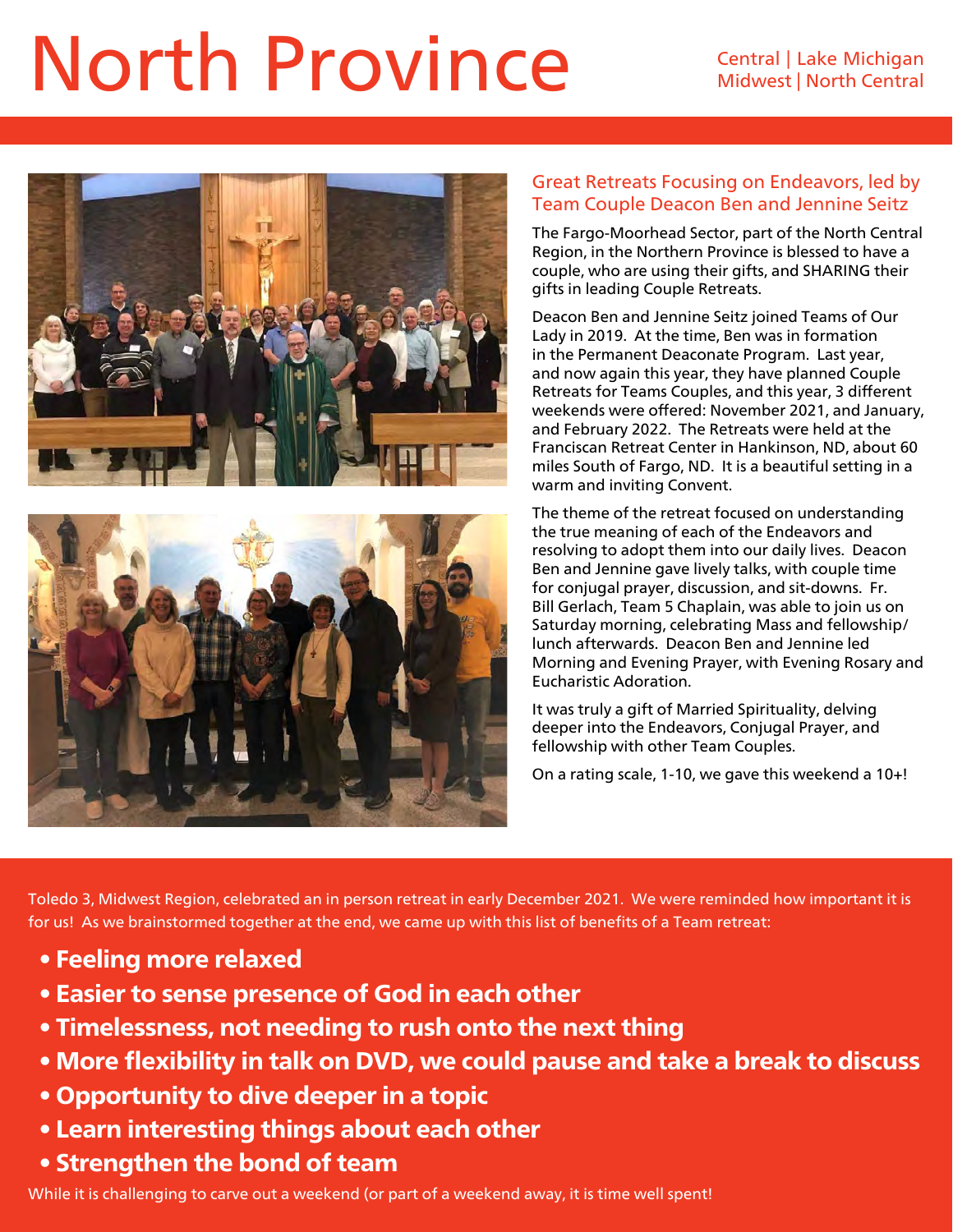# North Province

Central | Lake Michigan
Midwest | North Central

## Great Retreats Focusing on Endeavors, led by Team Couple Deacon Ben and Jennine Seitz

The Fargo-Moorhead Sector, part of the North Central Region, in the Northern Province is blessed to have a couple, who are using their gifts, and SHARING their gifts in leading Couple Retreats.

Deacon Ben and Jennine Seitz joined Teams of Our Lady in 2019. At the time, Ben was in formation in the Permanent Deaconate Program. Last year, and now again this year, they have planned Couple Retreats for Teams Couples, and this year, 3 different weekends were offered: November 2021, and January, and February 2022. The Retreats were held at the Franciscan Retreat Center in Hankinson, ND, about 60 miles South of Fargo, ND. It is a beautiful setting in a warm and inviting Convent.

The theme of the retreat focused on understanding the true meaning of each of the Endeavors and resolving to adopt them into our daily lives. Deacon Ben and Jennine gave lively talks, with couple time for conjugal prayer, discussion, and sit-downs. Fr. Bill Gerlach, Team 5 Chaplain, was able to join us on Saturday morning, celebrating Mass and fellowship/lunch afterwards. Deacon Ben and Jennine led Morning and Evening Prayer, with Evening Rosary and Eucharistic Adoration.

It was truly a gift of Married Spirituality, delving deeper into the Endeavors, Conjugal Prayer, and fellowship with other Team Couples.

On a rating scale, 1-10, we gave this weekend a 10+!

Toledo 3, Midwest Region, celebrated an in person retreat in early December 2021. We were reminded how important it is for us! As we brainstormed together at the end, we came up with this list of benefits of a Team retreat:

- **Feeling more relaxed**
- **Easier to sense presence of God in each other**
- **Timelessness, not needing to rush onto the next thing**
- **More flexibility in talk on DVD, we could pause and take a break to discuss**
- **Opportunity to dive deeper in a topic**
- **Learn interesting things about each other**
- **Strengthen the bond of team**

While it is challenging to carve out a weekend (or part of a weekend away, it is time well spent!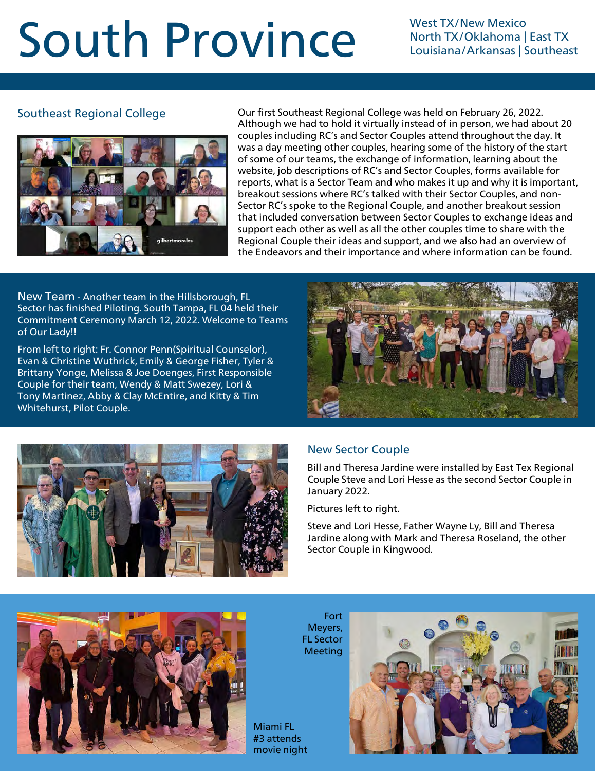# South Province

West TX/New Mexico
North TX/Oklahoma | East TX
Louisiana/Arkansas | Southeast

## Southeast Regional College

Our first Southeast Regional College was held on February 26, 2022. Although we had to hold it virtually instead of in person, we had about 20 couples including RC's and Sector Couples attend throughout the day. It was a day meeting other couples, hearing some of the history of the start of some of our teams, the exchange of information, learning about the website, job descriptions of RC's and Sector Couples, forms available for reports, what is a Sector Team and who makes it up and why it is important, breakout sessions where RC's talked with their Sector Couples, and non-Sector RC's spoke to the Regional Couple, and another breakout session that included conversation between Sector Couples to exchange ideas and support each other as well as all the other couples time to share with the Regional Couple their ideas and support, and we also had an overview of the Endeavors and their importance and where information can be found.

New Team - Another team in the Hillsborough, FL Sector has finished Piloting. South Tampa, FL 04 held their Commitment Ceremony March 12, 2022. Welcome to Teams of Our Lady!!

From left to right: Fr. Connor Penn(Spiritual Counselor), Evan & Christine Wuthrick, Emily & George Fisher, Tyler & Brittany Yonge, Melissa & Joe Doenges, First Responsible Couple for their team, Wendy & Matt Swezey, Lori & Tony Martinez, Abby & Clay McEntire, and Kitty & Tim Whitehurst, Pilot Couple.

## New Sector Couple

Bill and Theresa Jardine were installed by East Tex Regional Couple Steve and Lori Hesse as the second Sector Couple in January 2022.

Pictures left to right.

Steve and Lori Hesse, Father Wayne Ly, Bill and Theresa Jardine along with Mark and Theresa Roseland, the other Sector Couple in Kingwood.

Miami FL #3 attends movie night

Fort Meyers, FL Sector Meeting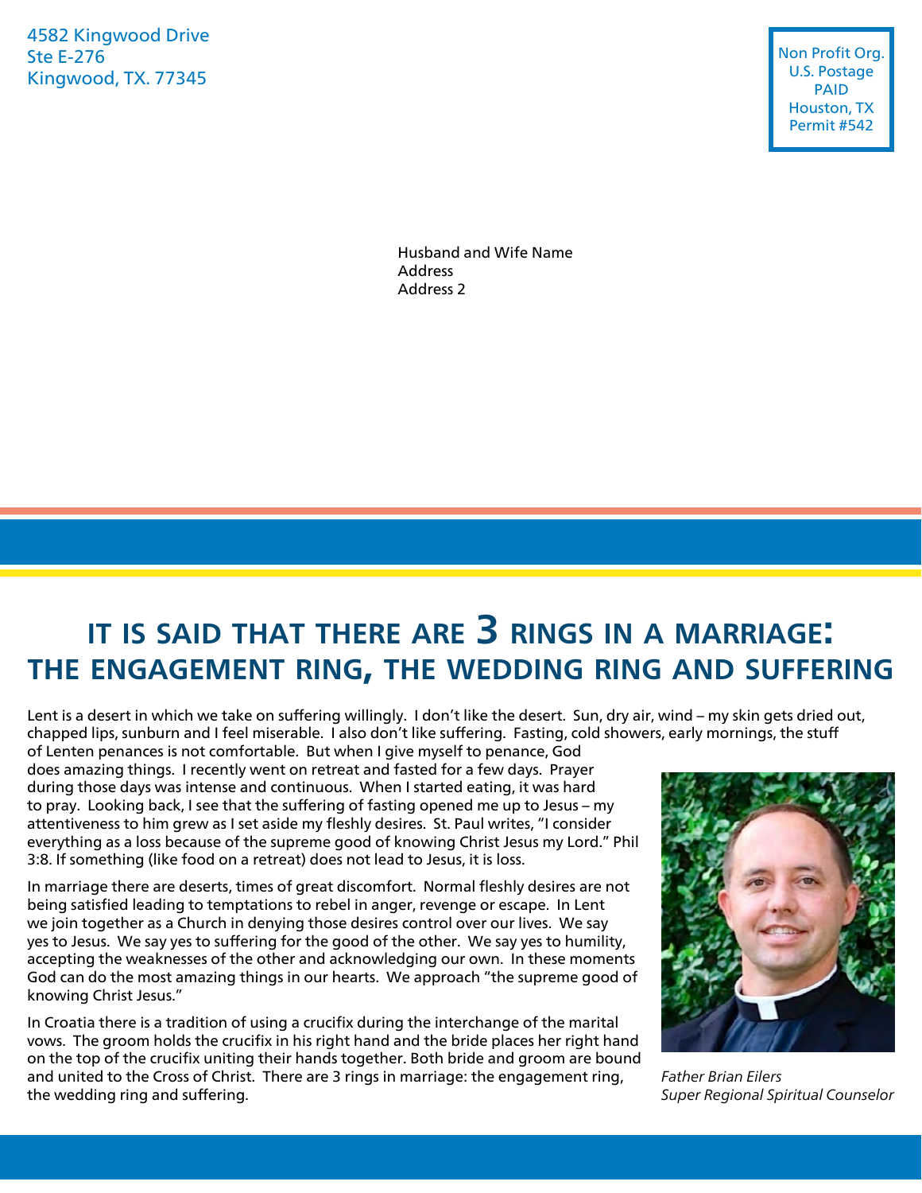4582 Kingwood Drive
Ste E-276
Kingwood, TX. 77345

Non Profit Org.
U.S. Postage
PAID
Houston, TX
Permit #542

Husband and Wife Name
Address
Address 2

## IT IS SAID THAT THERE ARE 3 RINGS IN A MARRIAGE: THE ENGAGEMENT RING, THE WEDDING RING AND SUFFERING

Lent is a desert in which we take on suffering willingly. I don't like the desert. Sun, dry air, wind – my skin gets dried out, chapped lips, sunburn and I feel miserable. I also don't like suffering. Fasting, cold showers, early mornings, the stuff of Lenten penances is not comfortable. But when I give myself to penance, God does amazing things. I recently went on retreat and fasted for a few days. Prayer during those days was intense and continuous. When I started eating, it was hard to pray. Looking back, I see that the suffering of fasting opened me up to Jesus – my attentiveness to him grew as I set aside my fleshly desires. St. Paul writes, "I consider everything as a loss because of the supreme good of knowing Christ Jesus my Lord." Phil 3:8. If something (like food on a retreat) does not lead to Jesus, it is loss.

In marriage there are deserts, times of great discomfort. Normal fleshly desires are not being satisfied leading to temptations to rebel in anger, revenge or escape. In Lent we join together as a Church in denying those desires control over our lives. We say yes to Jesus. We say yes to suffering for the good of the other. We say yes to humility, accepting the weaknesses of the other and acknowledging our own. In these moments God can do the most amazing things in our hearts. We approach "the supreme good of knowing Christ Jesus."

In Croatia there is a tradition of using a crucifix during the interchange of the marital vows. The groom holds the crucifix in his right hand and the bride places her right hand on the top of the crucifix uniting their hands together. Both bride and groom are bound and united to the Cross of Christ. There are 3 rings in marriage: the engagement ring, the wedding ring and suffering.

*Father Brian Eilers*
*Super Regional Spiritual Counselor*